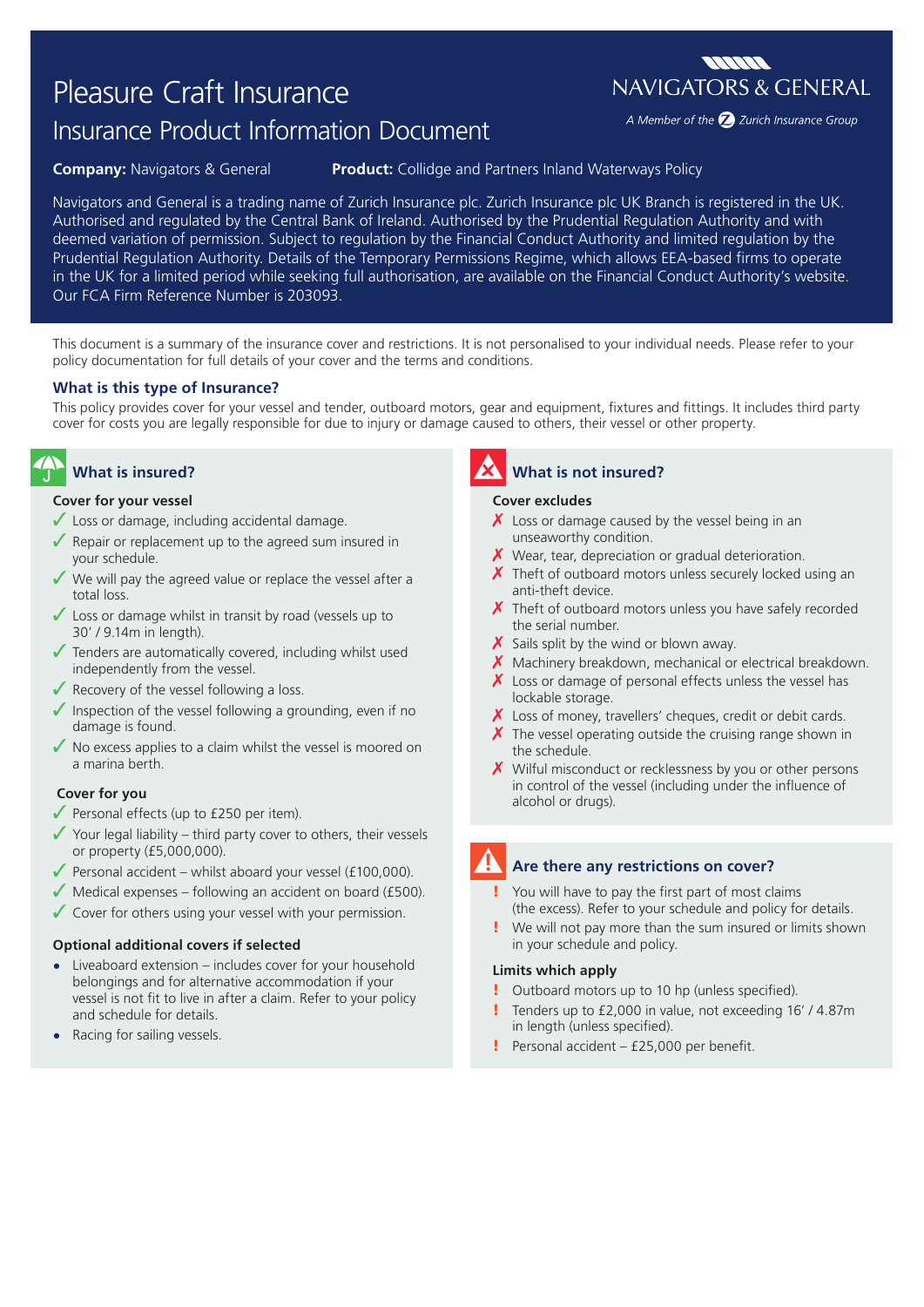# Pleasure Craft Insurance

## Insurance Product Information Document

NAVIGATORS & GENERAL

*A Member of the Zurich Insurance Group*

**Company:** Navigators & General **Product:** Collidge and Partners Inland Waterways Policy

Navigators and General is a trading name of Zurich Insurance plc. Zurich Insurance plc UK Branch is registered in the UK. Authorised and regulated by the Central Bank of Ireland. Authorised by the Prudential Regulation Authority and with deemed variation of permission. Subject to regulation by the Financial Conduct Authority and limited regulation by the Prudential Regulation Authority. Details of the Temporary Permissions Regime, which allows EEA-based firms to operate in the UK for a limited period while seeking full authorisation, are available on the Financial Conduct Authority's website. Our FCA Firm Reference Number is 203093.

This document is a summary of the insurance cover and restrictions. It is not personalised to your individual needs. Please refer to your policy documentation for full details of your cover and the terms and conditions.

### What is this type of Insurance?

This policy provides cover for your vessel and tender, outboard motors, gear and equipment, fixtures and fittings. It includes third party cover for costs you are legally responsible for due to injury or damage caused to others, their vessel or other property.

### What is insured?

**Cover for your vessel**

- ✓ Loss or damage, including accidental damage.
- ✓ Repair or replacement up to the agreed sum insured in your schedule.
- ✓ We will pay the agreed value or replace the vessel after a total loss.
- ✓ Loss or damage whilst in transit by road (vessels up to 30' / 9.14m in length).
- ✓ Tenders are automatically covered, including whilst used independently from the vessel.
- ✓ Recovery of the vessel following a loss.
- ✓ Inspection of the vessel following a grounding, even if no damage is found.
- ✓ No excess applies to a claim whilst the vessel is moored on a marina berth.

**Cover for you**

- ✓ Personal effects (up to £250 per item).
- ✓ Your legal liability – third party cover to others, their vessels or property (£5,000,000).
- ✓ Personal accident – whilst aboard your vessel (£100,000).
- ✓ Medical expenses – following an accident on board (£500).
- ✓ Cover for others using your vessel with your permission.

**Optional additional covers if selected**

- Liveaboard extension – includes cover for your household belongings and for alternative accommodation if your vessel is not fit to live in after a claim. Refer to your policy and schedule for details.
- Racing for sailing vessels.

### What is not insured?

**Cover excludes**

- ✗ Loss or damage caused by the vessel being in an unseaworthy condition.
- ✗ Wear, tear, depreciation or gradual deterioration.
- ✗ Theft of outboard motors unless securely locked using an anti-theft device.
- ✗ Theft of outboard motors unless you have safely recorded the serial number.
- ✗ Sails split by the wind or blown away.
- ✗ Machinery breakdown, mechanical or electrical breakdown.
- ✗ Loss or damage of personal effects unless the vessel has lockable storage.
- ✗ Loss of money, travellers' cheques, credit or debit cards.
- ✗ The vessel operating outside the cruising range shown in the schedule.
- ✗ Wilful misconduct or recklessness by you or other persons in control of the vessel (including under the influence of alcohol or drugs).

### Are there any restrictions on cover?

- ! You will have to pay the first part of most claims (the excess). Refer to your schedule and policy for details.
- ! We will not pay more than the sum insured or limits shown in your schedule and policy.

**Limits which apply**

- ! Outboard motors up to 10 hp (unless specified).
- ! Tenders up to £2,000 in value, not exceeding 16' / 4.87m in length (unless specified).
- ! Personal accident – £25,000 per benefit.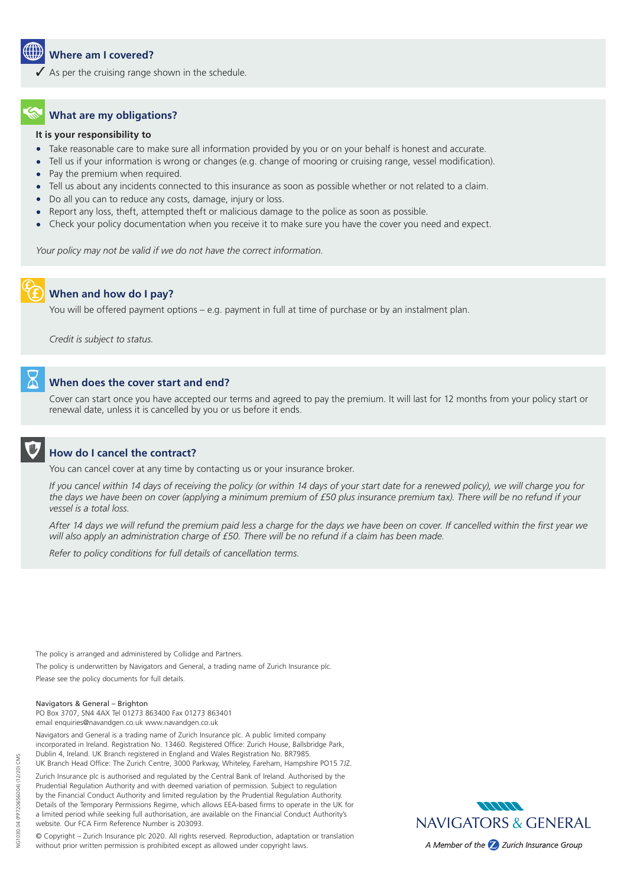## Where am I covered?

✓ As per the cruising range shown in the schedule.

## What are my obligations?

**It is your responsibility to**

- Take reasonable care to make sure all information provided by you or on your behalf is honest and accurate.
- Tell us if your information is wrong or changes (e.g. change of mooring or cruising range, vessel modification).
- Pay the premium when required.
- Tell us about any incidents connected to this insurance as soon as possible whether or not related to a claim.
- Do all you can to reduce any costs, damage, injury or loss.
- Report any loss, theft, attempted theft or malicious damage to the police as soon as possible.
- Check your policy documentation when you receive it to make sure you have the cover you need and expect.

*Your policy may not be valid if we do not have the correct information.*

## When and how do I pay?

You will be offered payment options – e.g. payment in full at time of purchase or by an instalment plan.

*Credit is subject to status.*

## When does the cover start and end?

Cover can start once you have accepted our terms and agreed to pay the premium. It will last for 12 months from your policy start or renewal date, unless it is cancelled by you or us before it ends.

## How do I cancel the contract?

You can cancel cover at any time by contacting us or your insurance broker.

*If you cancel within 14 days of receiving the policy (or within 14 days of your start date for a renewed policy), we will charge you for the days we have been on cover (applying a minimum premium of £50 plus insurance premium tax). There will be no refund if your vessel is a total loss.*

*After 14 days we will refund the premium paid less a charge for the days we have been on cover. If cancelled within the first year we will also apply an administration charge of £50. There will be no refund if a claim has been made.*

*Refer to policy conditions for full details of cancellation terms.*

The policy is arranged and administered by Collidge and Partners.

The policy is underwritten by Navigators and General, a trading name of Zurich Insurance plc.

Please see the policy documents for full details.

Navigators & General – Brighton
PO Box 3707, SN4 4AX Tel 01273 863400 Fax 01273 863401
email enquiries@navandgen.co.uk www.navandgen.co.uk

Navigators and General is a trading name of Zurich Insurance plc. A public limited company incorporated in Ireland. Registration No. 13460. Registered Office: Zurich House, Ballsbridge Park, Dublin 4, Ireland. UK Branch registered in England and Wales Registration No. BR7985. UK Branch Head Office: The Zurich Centre, 3000 Parkway, Whiteley, Fareham, Hampshire PO15 7JZ.

Zurich Insurance plc is authorised and regulated by the Central Bank of Ireland. Authorised by the Prudential Regulation Authority and with deemed variation of permission. Subject to regulation by the Financial Conduct Authority and limited regulation by the Prudential Regulation Authority. Details of the Temporary Permissions Regime, which allows EEA-based firms to operate in the UK for a limited period while seeking full authorisation, are available on the Financial Conduct Authority's website. Our FCA Firm Reference Number is 203093.

© Copyright – Zurich Insurance plc 2020. All rights reserved. Reproduction, adaptation or translation without prior written permission is prohibited except as allowed under copyright laws.

NAVIGATORS & GENERAL

*A Member of the Zurich Insurance Group*

NG1030.04 (PP7206560004) (12/20) CMS